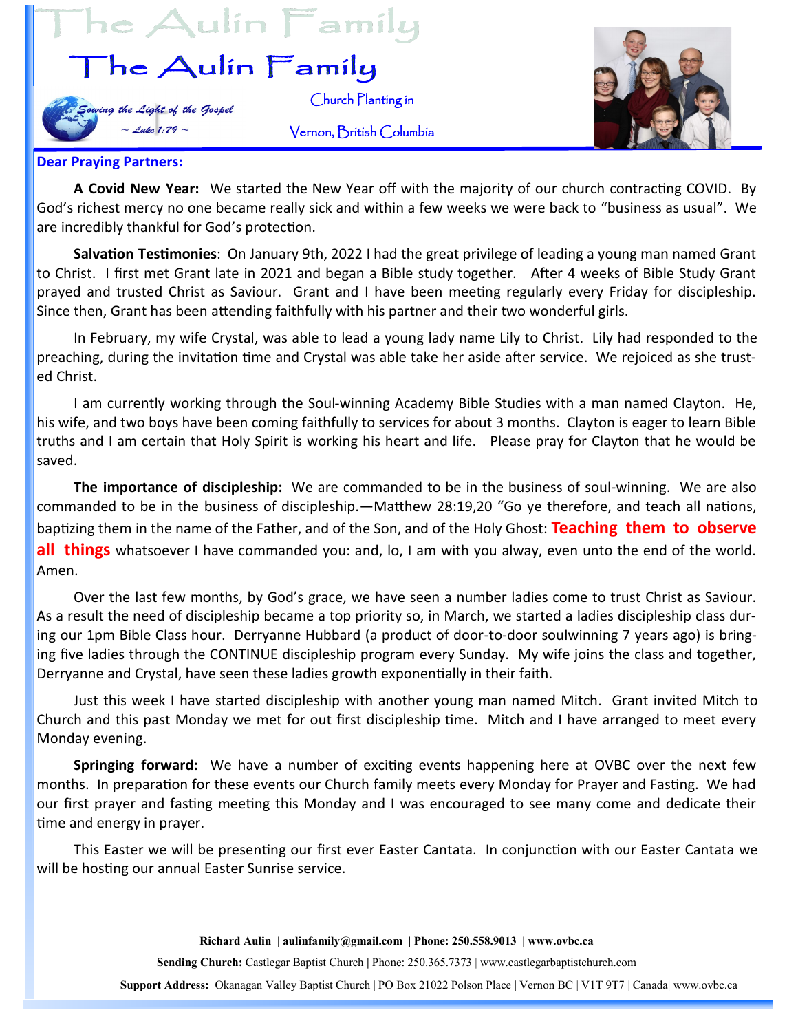# The Aulin Family

*Sowing the Light of the Gospel*
*~ Luke 1:79 ~*

Church Planting in
Vernon, British Columbia

**Dear Praying Partners:**

**A Covid New Year:** We started the New Year off with the majority of our church contracting COVID. By God's richest mercy no one became really sick and within a few weeks we were back to "business as usual". We are incredibly thankful for God's protection.

**Salvation Testimonies**: On January 9th, 2022 I had the great privilege of leading a young man named Grant to Christ. I first met Grant late in 2021 and began a Bible study together. After 4 weeks of Bible Study Grant prayed and trusted Christ as Saviour. Grant and I have been meeting regularly every Friday for discipleship. Since then, Grant has been attending faithfully with his partner and their two wonderful girls.

In February, my wife Crystal, was able to lead a young lady name Lily to Christ. Lily had responded to the preaching, during the invitation time and Crystal was able take her aside after service. We rejoiced as she trusted Christ.

I am currently working through the Soul-winning Academy Bible Studies with a man named Clayton. He, his wife, and two boys have been coming faithfully to services for about 3 months. Clayton is eager to learn Bible truths and I am certain that Holy Spirit is working his heart and life. Please pray for Clayton that he would be saved.

**The importance of discipleship:** We are commanded to be in the business of soul-winning. We are also commanded to be in the business of discipleship.—Matthew 28:19,20 "Go ye therefore, and teach all nations, baptizing them in the name of the Father, and of the Son, and of the Holy Ghost: **Teaching them to observe all things** whatsoever I have commanded you: and, lo, I am with you alway, even unto the end of the world. Amen.

Over the last few months, by God's grace, we have seen a number ladies come to trust Christ as Saviour. As a result the need of discipleship became a top priority so, in March, we started a ladies discipleship class during our 1pm Bible Class hour. Derryanne Hubbard (a product of door-to-door soulwinning 7 years ago) is bringing five ladies through the CONTINUE discipleship program every Sunday. My wife joins the class and together, Derryanne and Crystal, have seen these ladies growth exponentially in their faith.

Just this week I have started discipleship with another young man named Mitch. Grant invited Mitch to Church and this past Monday we met for out first discipleship time. Mitch and I have arranged to meet every Monday evening.

**Springing forward:** We have a number of exciting events happening here at OVBC over the next few months. In preparation for these events our Church family meets every Monday for Prayer and Fasting. We had our first prayer and fasting meeting this Monday and I was encouraged to see many come and dedicate their time and energy in prayer.

This Easter we will be presenting our first ever Easter Cantata. In conjunction with our Easter Cantata we will be hosting our annual Easter Sunrise service.

**Richard Aulin | aulinfamily@gmail.com | Phone: 250.558.9013 | www.ovbc.ca**

**Sending Church:** Castlegar Baptist Church | Phone: 250.365.7373 | www.castlegarbaptistchurch.com

**Support Address:** Okanagan Valley Baptist Church | PO Box 21022 Polson Place | Vernon BC | V1T 9T7 | Canada| www.ovbc.ca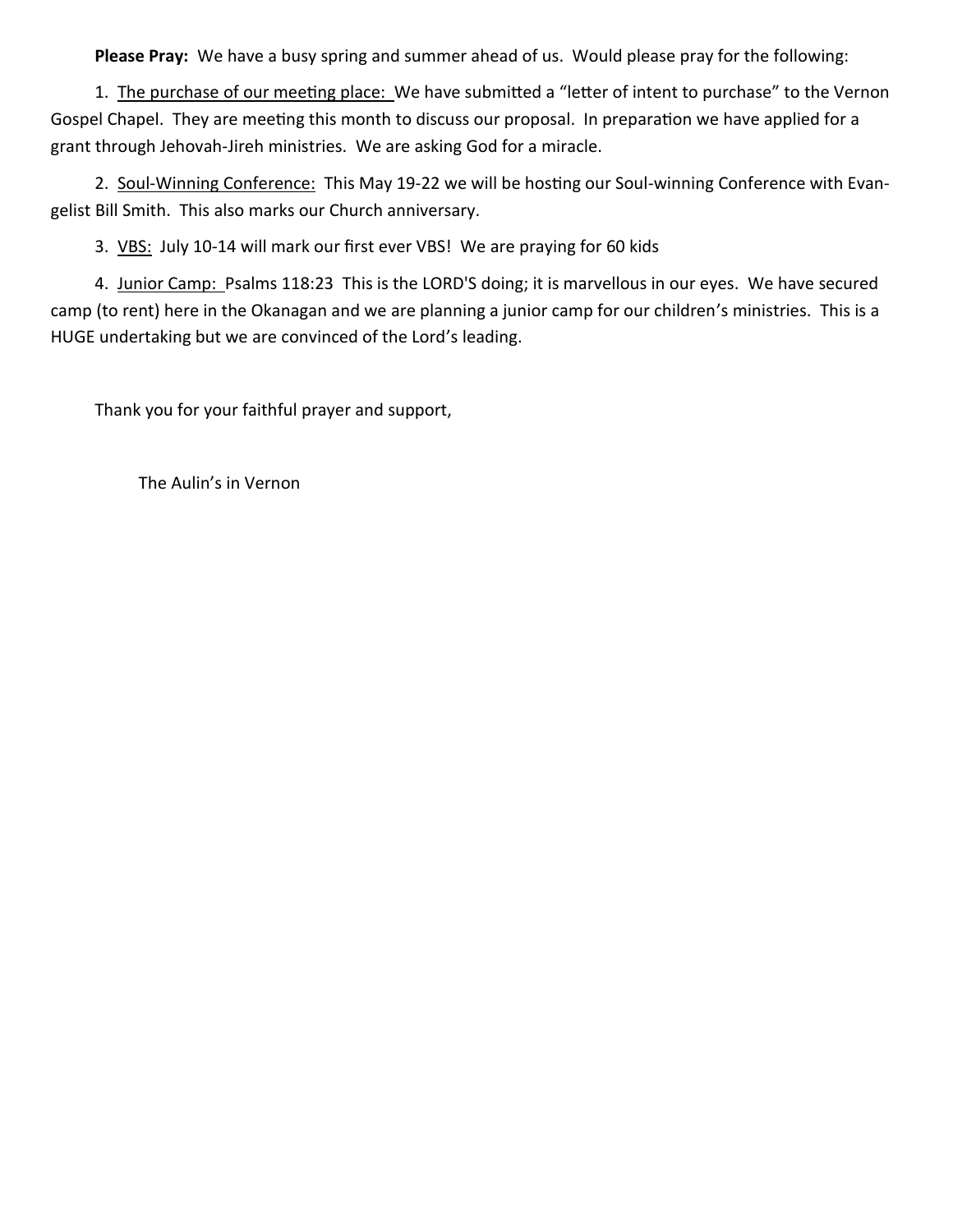**Please Pray:** We have a busy spring and summer ahead of us. Would please pray for the following:

1. The purchase of our meeting place: We have submitted a "letter of intent to purchase" to the Vernon Gospel Chapel. They are meeting this month to discuss our proposal. In preparation we have applied for a grant through Jehovah-Jireh ministries. We are asking God for a miracle.

2. Soul-Winning Conference: This May 19-22 we will be hosting our Soul-winning Conference with Evangelist Bill Smith. This also marks our Church anniversary.

3. VBS: July 10-14 will mark our first ever VBS! We are praying for 60 kids

4. Junior Camp: Psalms 118:23 This is the LORD'S doing; it is marvellous in our eyes. We have secured camp (to rent) here in the Okanagan and we are planning a junior camp for our children's ministries. This is a HUGE undertaking but we are convinced of the Lord's leading.

Thank you for your faithful prayer and support,

The Aulin's in Vernon